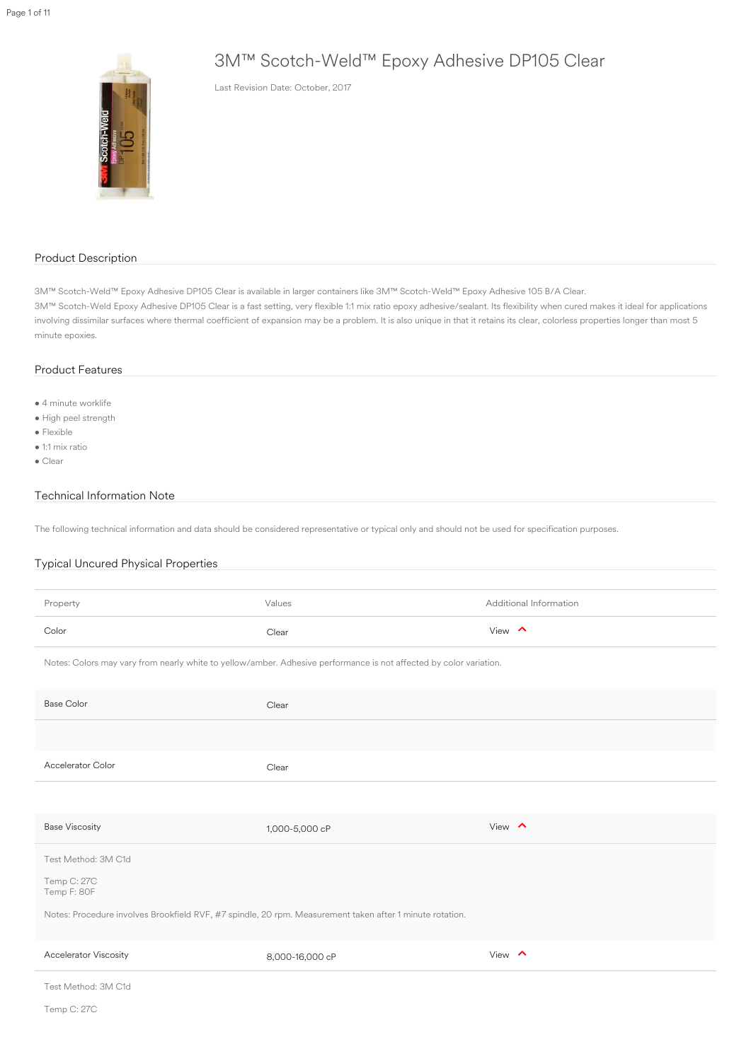# 3M™ Scotch-Weld™ Epoxy Adhesive DP105 Clear

Last Revision Date: October, 2017

## Product Description

3M™ Scotch-Weld™ Epoxy Adhesive DP105 Clear is available in larger containers like 3M™ Scotch-Weld™ Epoxy Adhesive 105 B/A Clear.
3M™ Scotch-Weld Epoxy Adhesive DP105 Clear is a fast setting, very flexible 1:1 mix ratio epoxy adhesive/sealant. Its flexibility when cured makes it ideal for applications involving dissimilar surfaces where thermal coefficient of expansion may be a problem. It is also unique in that it retains its clear, colorless properties longer than most 5 minute epoxies.

## Product Features

- 4 minute worklife
- High peel strength
- Flexible
- 1:1 mix ratio
- Clear

## Technical Information Note

The following technical information and data should be considered representative or typical only and should not be used for specification purposes.

## Typical Uncured Physical Properties

| Property | Values | Additional Information |
|---|---|---|
| Color | Clear | View |

Notes: Colors may vary from nearly white to yellow/amber. Adhesive performance is not affected by color variation.

| Property | Values | Additional Information |
|---|---|---|
| Base Color | Clear | |
| Accelerator Color | Clear | |

| Property | Values | Additional Information |
|---|---|---|
| Base Viscosity | 1,000-5,000 cP | View |

Test Method: 3M C1d

Temp C: 27C
Temp F: 80F

Notes: Procedure involves Brookfield RVF, #7 spindle, 20 rpm. Measurement taken after 1 minute rotation.

| Property | Values | Additional Information |
|---|---|---|
| Accelerator Viscosity | 8,000-16,000 cP | View |

Test Method: 3M C1d

Temp C: 27C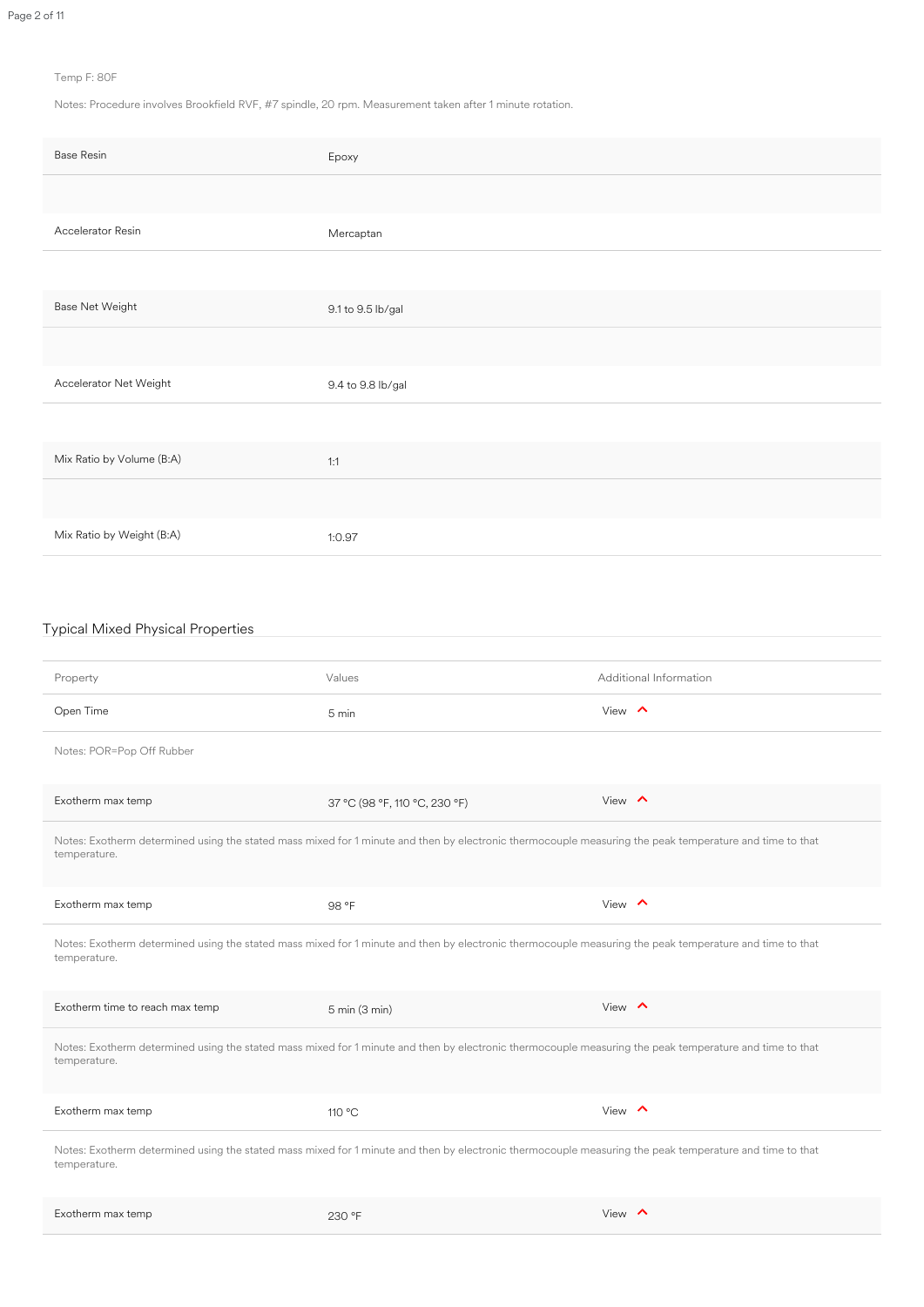Temp F: 80F

Notes: Procedure involves Brookfield RVF, #7 spindle, 20 rpm. Measurement taken after 1 minute rotation.

| | |
|---|---|
| Base Resin | Epoxy |
| Accelerator Resin | Mercaptan |
| Base Net Weight | 9.1 to 9.5 lb/gal |
| Accelerator Net Weight | 9.4 to 9.8 lb/gal |
| Mix Ratio by Volume (B:A) | 1:1 |
| Mix Ratio by Weight (B:A) | 1:0.97 |

## Typical Mixed Physical Properties

| Property | Values | Additional Information |
|---|---|---|
| Open Time | 5 min | View |

Notes: POR=Pop Off Rubber

| Property | Values | Additional Information |
|---|---|---|
| Exotherm max temp | 37 °C (98 °F, 110 °C, 230 °F) | View |

Notes: Exotherm determined using the stated mass mixed for 1 minute and then by electronic thermocouple measuring the peak temperature and time to that temperature.

| Property | Values | Additional Information |
|---|---|---|
| Exotherm max temp | 98 °F | View |

Notes: Exotherm determined using the stated mass mixed for 1 minute and then by electronic thermocouple measuring the peak temperature and time to that temperature.

| Property | Values | Additional Information |
|---|---|---|
| Exotherm time to reach max temp | 5 min (3 min) | View |

Notes: Exotherm determined using the stated mass mixed for 1 minute and then by electronic thermocouple measuring the peak temperature and time to that temperature.

| Property | Values | Additional Information |
|---|---|---|
| Exotherm max temp | 110 °C | View |

Notes: Exotherm determined using the stated mass mixed for 1 minute and then by electronic thermocouple measuring the peak temperature and time to that temperature.

| Property | Values | Additional Information |
|---|---|---|
| Exotherm max temp | 230 °F | View |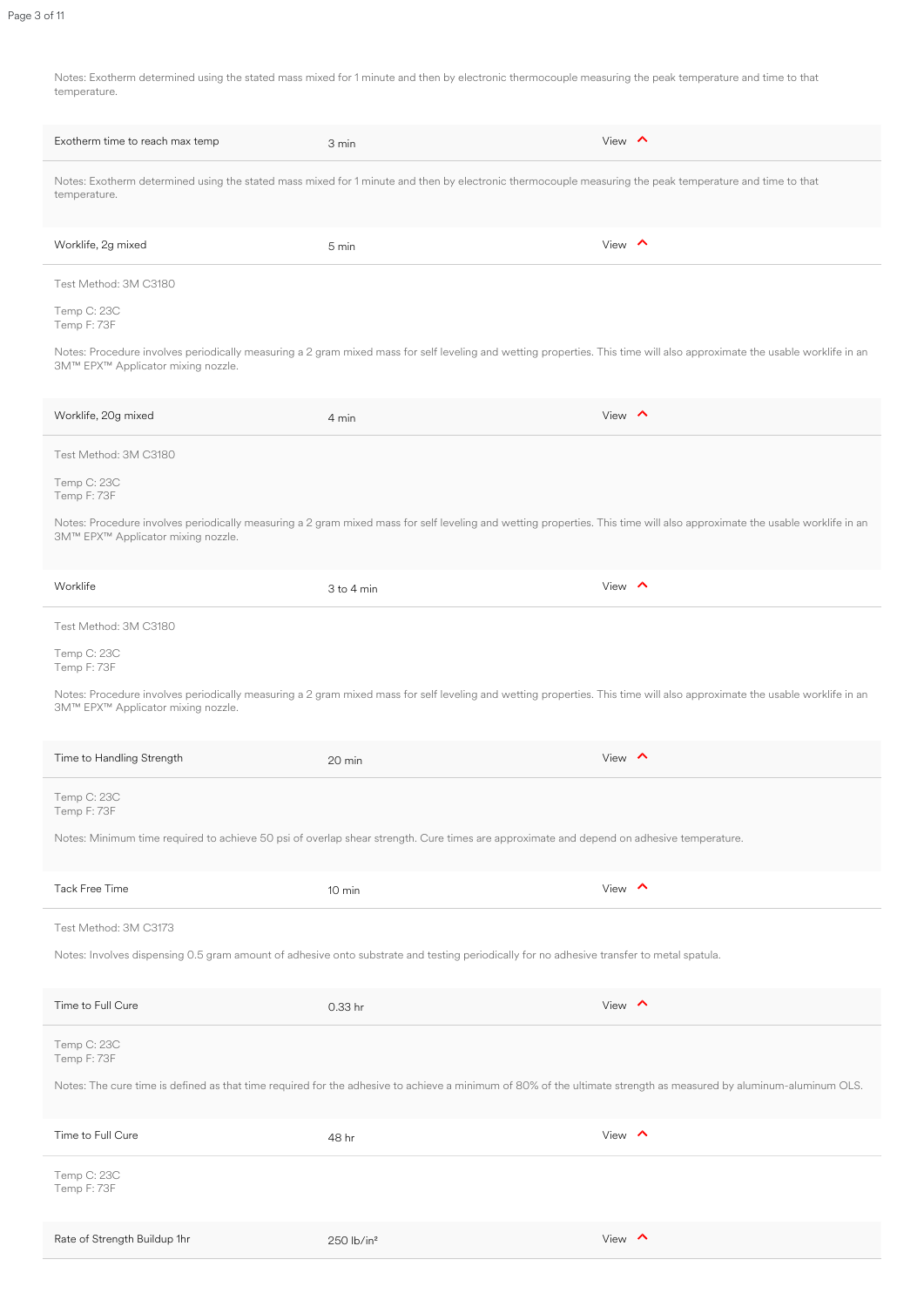Notes: Exotherm determined using the stated mass mixed for 1 minute and then by electronic thermocouple measuring the peak temperature and time to that temperature.

| Exotherm time to reach max temp | 3 min | View |
|---|---|---|

Notes: Exotherm determined using the stated mass mixed for 1 minute and then by electronic thermocouple measuring the peak temperature and time to that temperature.

| Worklife, 2g mixed | 5 min | View |
|---|---|---|

Test Method: 3M C3180

Temp C: 23C
Temp F: 73F

Notes: Procedure involves periodically measuring a 2 gram mixed mass for self leveling and wetting properties. This time will also approximate the usable worklife in an 3M™ EPX™ Applicator mixing nozzle.

| Worklife, 20g mixed | 4 min | View |
|---|---|---|

Test Method: 3M C3180

Temp C: 23C
Temp F: 73F

Notes: Procedure involves periodically measuring a 2 gram mixed mass for self leveling and wetting properties. This time will also approximate the usable worklife in an 3M™ EPX™ Applicator mixing nozzle.

| Worklife | 3 to 4 min | View |
|---|---|---|

Test Method: 3M C3180

Temp C: 23C
Temp F: 73F

Notes: Procedure involves periodically measuring a 2 gram mixed mass for self leveling and wetting properties. This time will also approximate the usable worklife in an 3M™ EPX™ Applicator mixing nozzle.

| Time to Handling Strength | 20 min | View |
|---|---|---|

Temp C: 23C
Temp F: 73F

Notes: Minimum time required to achieve 50 psi of overlap shear strength. Cure times are approximate and depend on adhesive temperature.

| Tack Free Time | 10 min | View |
|---|---|---|

Test Method: 3M C3173

Notes: Involves dispensing 0.5 gram amount of adhesive onto substrate and testing periodically for no adhesive transfer to metal spatula.

| Time to Full Cure | 0.33 hr | View |
|---|---|---|

Temp C: 23C
Temp F: 73F

Notes: The cure time is defined as that time required for the adhesive to achieve a minimum of 80% of the ultimate strength as measured by aluminum-aluminum OLS.

| Time to Full Cure | 48 hr | View |
|---|---|---|

Temp C: 23C
Temp F: 73F

| Rate of Strength Buildup 1hr | 250 lb/in² | View |
|---|---|---|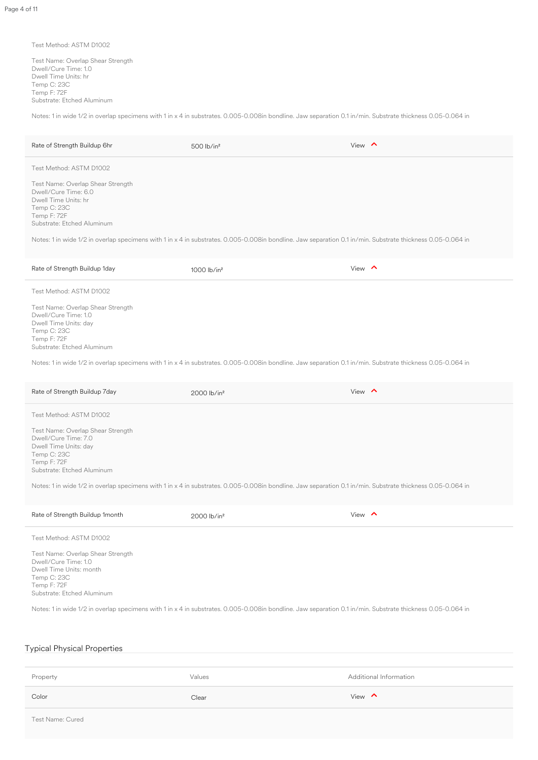Test Method: ASTM D1002

Test Name: Overlap Shear Strength
Dwell/Cure Time: 1.0
Dwell Time Units: hr
Temp C: 23C
Temp F: 72F
Substrate: Etched Aluminum

Notes: 1 in wide 1/2 in overlap specimens with 1 in x 4 in substrates. 0.005-0.008in bondline. Jaw separation 0.1 in/min. Substrate thickness 0.05-0.064 in

| Rate of Strength Buildup 6hr | 500 lb/in² | View |
|---|---|---|

Test Method: ASTM D1002

Test Name: Overlap Shear Strength
Dwell/Cure Time: 6.0
Dwell Time Units: hr
Temp C: 23C
Temp F: 72F
Substrate: Etched Aluminum

Notes: 1 in wide 1/2 in overlap specimens with 1 in x 4 in substrates. 0.005-0.008in bondline. Jaw separation 0.1 in/min. Substrate thickness 0.05-0.064 in

| Rate of Strength Buildup 1day | 1000 lb/in² | View |
|---|---|---|

Test Method: ASTM D1002

Test Name: Overlap Shear Strength
Dwell/Cure Time: 1.0
Dwell Time Units: day
Temp C: 23C
Temp F: 72F
Substrate: Etched Aluminum

Notes: 1 in wide 1/2 in overlap specimens with 1 in x 4 in substrates. 0.005-0.008in bondline. Jaw separation 0.1 in/min. Substrate thickness 0.05-0.064 in

| Rate of Strength Buildup 7day | 2000 lb/in² | View |
|---|---|---|

Test Method: ASTM D1002

Test Name: Overlap Shear Strength
Dwell/Cure Time: 7.0
Dwell Time Units: day
Temp C: 23C
Temp F: 72F
Substrate: Etched Aluminum

Notes: 1 in wide 1/2 in overlap specimens with 1 in x 4 in substrates. 0.005-0.008in bondline. Jaw separation 0.1 in/min. Substrate thickness 0.05-0.064 in

| Rate of Strength Buildup 1month | 2000 lb/in² | View |
|---|---|---|

Test Method: ASTM D1002

Test Name: Overlap Shear Strength
Dwell/Cure Time: 1.0
Dwell Time Units: month
Temp C: 23C
Temp F: 72F
Substrate: Etched Aluminum

Notes: 1 in wide 1/2 in overlap specimens with 1 in x 4 in substrates. 0.005-0.008in bondline. Jaw separation 0.1 in/min. Substrate thickness 0.05-0.064 in

## Typical Physical Properties

| Property | Values | Additional Information |
|---|---|---|
| Color | Clear | View |

Test Name: Cured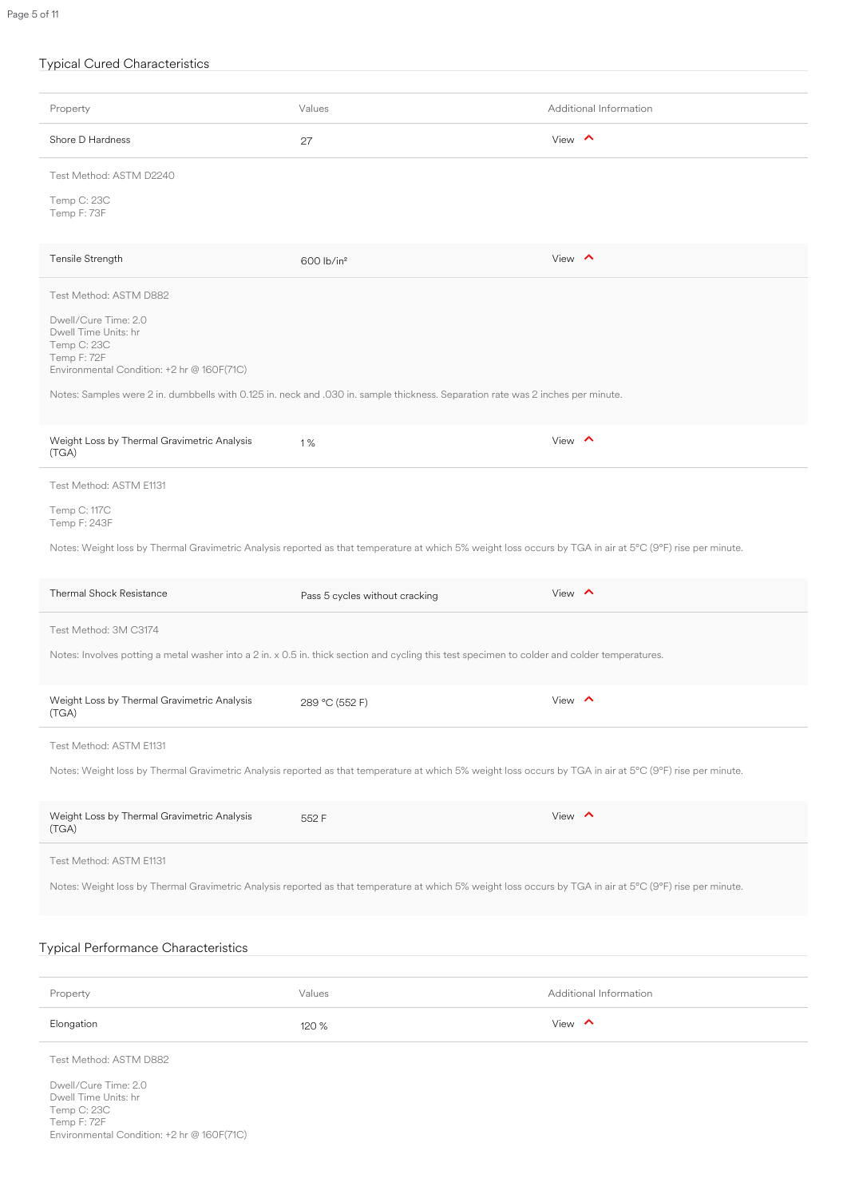## Typical Cured Characteristics

| Property | Values | Additional Information |
|---|---|---|
| Shore D Hardness | 27 | View |

Test Method: ASTM D2240

Temp C: 23C
Temp F: 73F

| Property | Values | Additional Information |
|---|---|---|
| Tensile Strength | 600 lb/in² | View |

Test Method: ASTM D882

Dwell/Cure Time: 2.0
Dwell Time Units: hr
Temp C: 23C
Temp F: 72F
Environmental Condition: +2 hr @ 160F(71C)

Notes: Samples were 2 in. dumbbells with 0.125 in. neck and .030 in. sample thickness. Separation rate was 2 inches per minute.

| Property | Values | Additional Information |
|---|---|---|
| Weight Loss by Thermal Gravimetric Analysis (TGA) | 1 % | View |

Test Method: ASTM E1131

Temp C: 117C
Temp F: 243F

Notes: Weight loss by Thermal Gravimetric Analysis reported as that temperature at which 5% weight loss occurs by TGA in air at 5°C (9°F) rise per minute.

| Property | Values | Additional Information |
|---|---|---|
| Thermal Shock Resistance | Pass 5 cycles without cracking | View |

Test Method: 3M C3174

Notes: Involves potting a metal washer into a 2 in. x 0.5 in. thick section and cycling this test specimen to colder and colder temperatures.

| Property | Values | Additional Information |
|---|---|---|
| Weight Loss by Thermal Gravimetric Analysis (TGA) | 289 °C (552 F) | View |

Test Method: ASTM E1131

Notes: Weight loss by Thermal Gravimetric Analysis reported as that temperature at which 5% weight loss occurs by TGA in air at 5°C (9°F) rise per minute.

| Property | Values | Additional Information |
|---|---|---|
| Weight Loss by Thermal Gravimetric Analysis (TGA) | 552 F | View |

Test Method: ASTM E1131

Notes: Weight loss by Thermal Gravimetric Analysis reported as that temperature at which 5% weight loss occurs by TGA in air at 5°C (9°F) rise per minute.

## Typical Performance Characteristics

| Property | Values | Additional Information |
|---|---|---|
| Elongation | 120 % | View |

Test Method: ASTM D882

Dwell/Cure Time: 2.0
Dwell Time Units: hr
Temp C: 23C
Temp F: 72F
Environmental Condition: +2 hr @ 160F(71C)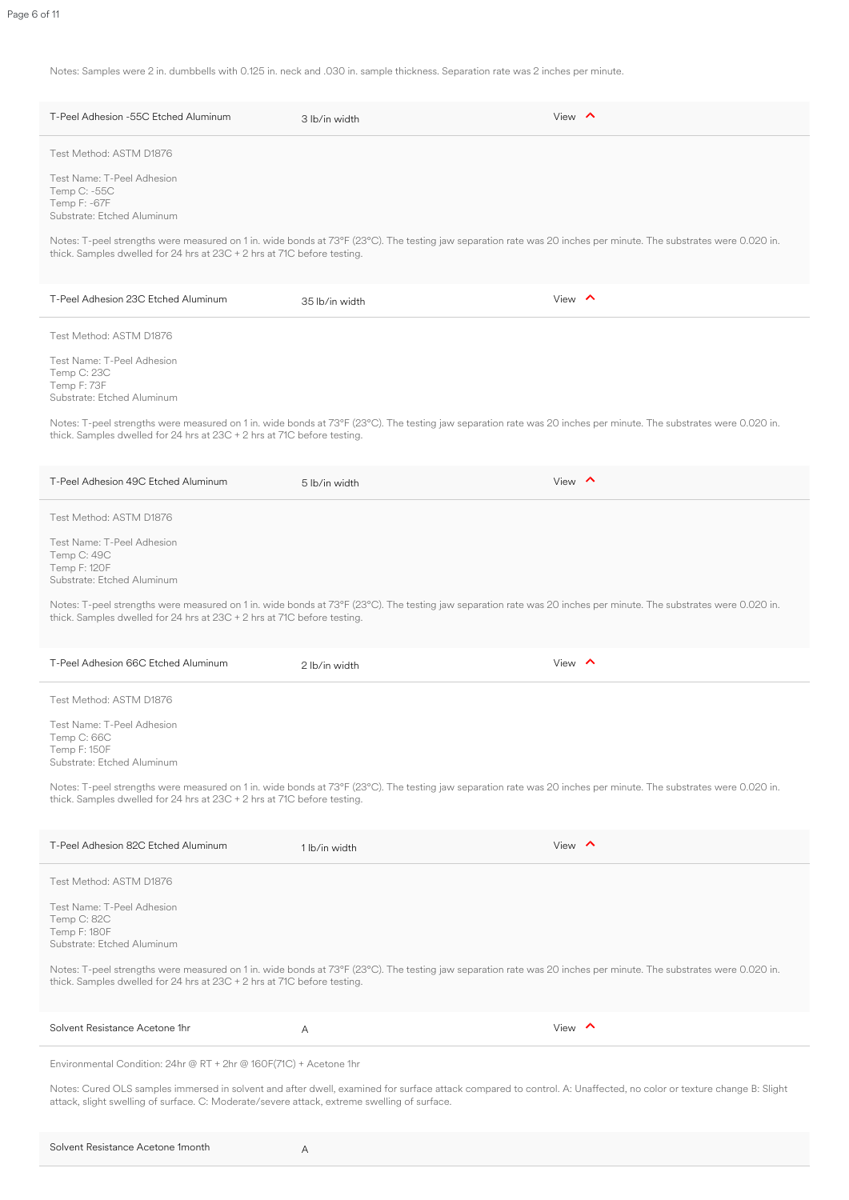Notes: Samples were 2 in. dumbbells with 0.125 in. neck and .030 in. sample thickness. Separation rate was 2 inches per minute.

| T-Peel Adhesion -55C Etched Aluminum | 3 lb/in width | View |
|---|---|---|

Test Method: ASTM D1876

Test Name: T-Peel Adhesion
Temp C: -55C
Temp F: -67F
Substrate: Etched Aluminum

Notes: T-peel strengths were measured on 1 in. wide bonds at 73°F (23°C). The testing jaw separation rate was 20 inches per minute. The substrates were 0.020 in. thick. Samples dwelled for 24 hrs at 23C + 2 hrs at 71C before testing.

| T-Peel Adhesion 23C Etched Aluminum | 35 lb/in width | View |
|---|---|---|

Test Method: ASTM D1876

Test Name: T-Peel Adhesion
Temp C: 23C
Temp F: 73F
Substrate: Etched Aluminum

Notes: T-peel strengths were measured on 1 in. wide bonds at 73°F (23°C). The testing jaw separation rate was 20 inches per minute. The substrates were 0.020 in. thick. Samples dwelled for 24 hrs at 23C + 2 hrs at 71C before testing.

| T-Peel Adhesion 49C Etched Aluminum | 5 lb/in width | View |
|---|---|---|

Test Method: ASTM D1876

Test Name: T-Peel Adhesion
Temp C: 49C
Temp F: 120F
Substrate: Etched Aluminum

Notes: T-peel strengths were measured on 1 in. wide bonds at 73°F (23°C). The testing jaw separation rate was 20 inches per minute. The substrates were 0.020 in. thick. Samples dwelled for 24 hrs at 23C + 2 hrs at 71C before testing.

| T-Peel Adhesion 66C Etched Aluminum | 2 lb/in width | View |
|---|---|---|

Test Method: ASTM D1876

Test Name: T-Peel Adhesion
Temp C: 66C
Temp F: 150F
Substrate: Etched Aluminum

Notes: T-peel strengths were measured on 1 in. wide bonds at 73°F (23°C). The testing jaw separation rate was 20 inches per minute. The substrates were 0.020 in. thick. Samples dwelled for 24 hrs at 23C + 2 hrs at 71C before testing.

| T-Peel Adhesion 82C Etched Aluminum | 1 lb/in width | View |
|---|---|---|

Test Method: ASTM D1876

Test Name: T-Peel Adhesion
Temp C: 82C
Temp F: 180F
Substrate: Etched Aluminum

Notes: T-peel strengths were measured on 1 in. wide bonds at 73°F (23°C). The testing jaw separation rate was 20 inches per minute. The substrates were 0.020 in. thick. Samples dwelled for 24 hrs at 23C + 2 hrs at 71C before testing.

| Solvent Resistance Acetone 1hr | A | View |
|---|---|---|

Environmental Condition: 24hr @ RT + 2hr @ 160F(71C) + Acetone 1hr

Notes: Cured OLS samples immersed in solvent and after dwell, examined for surface attack compared to control. A: Unaffected, no color or texture change B: Slight attack, slight swelling of surface. C: Moderate/severe attack, extreme swelling of surface.

| Solvent Resistance Acetone 1month | A |
|---|---|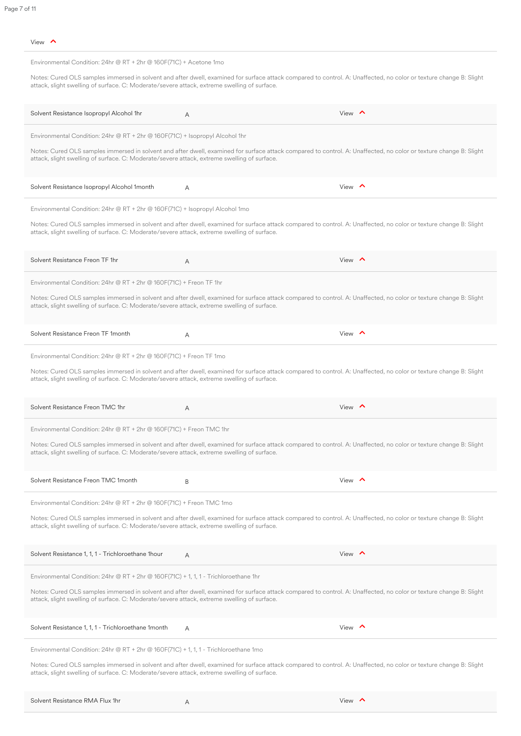View

Environmental Condition: 24hr @ RT + 2hr @ 160F(71C) + Acetone 1mo

Notes: Cured OLS samples immersed in solvent and after dwell, examined for surface attack compared to control. A: Unaffected, no color or texture change B: Slight attack, slight swelling of surface. C: Moderate/severe attack, extreme swelling of surface.

| Solvent Resistance Isopropyl Alcohol 1hr | A | View |
|---|---|---|

Environmental Condition: 24hr @ RT + 2hr @ 160F(71C) + Isopropyl Alcohol 1hr

Notes: Cured OLS samples immersed in solvent and after dwell, examined for surface attack compared to control. A: Unaffected, no color or texture change B: Slight attack, slight swelling of surface. C: Moderate/severe attack, extreme swelling of surface.

| Solvent Resistance Isopropyl Alcohol 1month | A | View |
|---|---|---|

Environmental Condition: 24hr @ RT + 2hr @ 160F(71C) + Isopropyl Alcohol 1mo

Notes: Cured OLS samples immersed in solvent and after dwell, examined for surface attack compared to control. A: Unaffected, no color or texture change B: Slight attack, slight swelling of surface. C: Moderate/severe attack, extreme swelling of surface.

| Solvent Resistance Freon TF 1hr | A | View |
|---|---|---|

Environmental Condition: 24hr @ RT + 2hr @ 160F(71C) + Freon TF 1hr

Notes: Cured OLS samples immersed in solvent and after dwell, examined for surface attack compared to control. A: Unaffected, no color or texture change B: Slight attack, slight swelling of surface. C: Moderate/severe attack, extreme swelling of surface.

| Solvent Resistance Freon TF 1month | A | View |
|---|---|---|

Environmental Condition: 24hr @ RT + 2hr @ 160F(71C) + Freon TF 1mo

Notes: Cured OLS samples immersed in solvent and after dwell, examined for surface attack compared to control. A: Unaffected, no color or texture change B: Slight attack, slight swelling of surface. C: Moderate/severe attack, extreme swelling of surface.

| Solvent Resistance Freon TMC 1hr | A | View |
|---|---|---|

Environmental Condition: 24hr @ RT + 2hr @ 160F(71C) + Freon TMC 1hr

Notes: Cured OLS samples immersed in solvent and after dwell, examined for surface attack compared to control. A: Unaffected, no color or texture change B: Slight attack, slight swelling of surface. C: Moderate/severe attack, extreme swelling of surface.

| Solvent Resistance Freon TMC 1month | B | View |
|---|---|---|

Environmental Condition: 24hr @ RT + 2hr @ 160F(71C) + Freon TMC 1mo

Notes: Cured OLS samples immersed in solvent and after dwell, examined for surface attack compared to control. A: Unaffected, no color or texture change B: Slight attack, slight swelling of surface. C: Moderate/severe attack, extreme swelling of surface.

| Solvent Resistance 1, 1, 1 - Trichloroethane 1hour | A | View |
|---|---|---|

Environmental Condition: 24hr @ RT + 2hr @ 160F(71C) + 1, 1, 1 - Trichloroethane 1hr

Notes: Cured OLS samples immersed in solvent and after dwell, examined for surface attack compared to control. A: Unaffected, no color or texture change B: Slight attack, slight swelling of surface. C: Moderate/severe attack, extreme swelling of surface.

| Solvent Resistance 1, 1, 1 - Trichloroethane 1month | A | View |
|---|---|---|

Environmental Condition: 24hr @ RT + 2hr @ 160F(71C) + 1, 1, 1 - Trichloroethane 1mo

Notes: Cured OLS samples immersed in solvent and after dwell, examined for surface attack compared to control. A: Unaffected, no color or texture change B: Slight attack, slight swelling of surface. C: Moderate/severe attack, extreme swelling of surface.

| Solvent Resistance RMA Flux 1hr | A | View |
|---|---|---|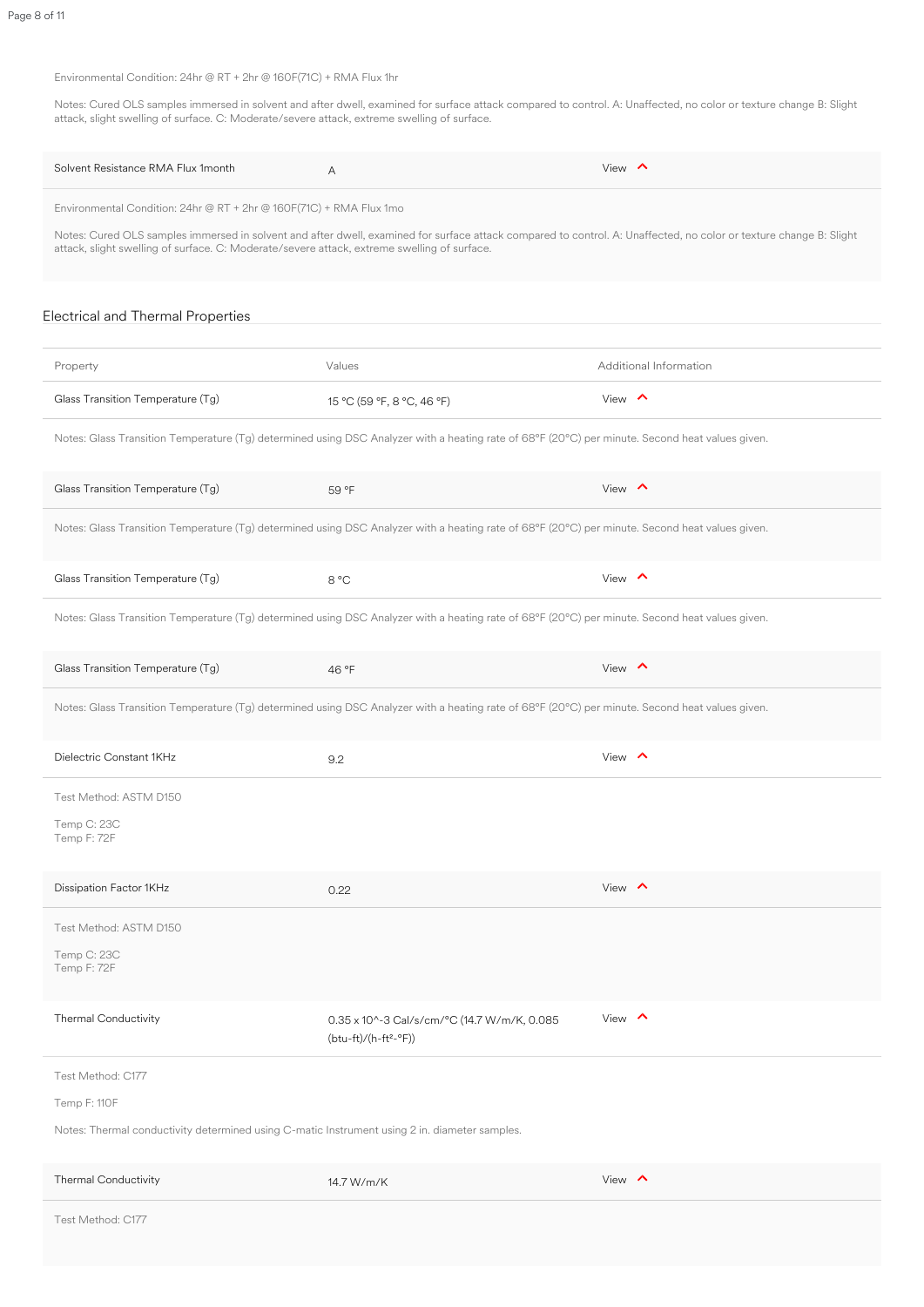Environmental Condition: 24hr @ RT + 2hr @ 160F(71C) + RMA Flux 1hr

Notes: Cured OLS samples immersed in solvent and after dwell, examined for surface attack compared to control. A: Unaffected, no color or texture change B: Slight attack, slight swelling of surface. C: Moderate/severe attack, extreme swelling of surface.

| | | |
|---|---|---|
| Solvent Resistance RMA Flux 1month | A | View |

Environmental Condition: 24hr @ RT + 2hr @ 160F(71C) + RMA Flux 1mo

Notes: Cured OLS samples immersed in solvent and after dwell, examined for surface attack compared to control. A: Unaffected, no color or texture change B: Slight attack, slight swelling of surface. C: Moderate/severe attack, extreme swelling of surface.

## Electrical and Thermal Properties

| Property | Values | Additional Information |
|---|---|---|
| Glass Transition Temperature (Tg) | 15 °C (59 °F, 8 °C, 46 °F) | View |

Notes: Glass Transition Temperature (Tg) determined using DSC Analyzer with a heating rate of 68°F (20°C) per minute. Second heat values given.

| | | |
|---|---|---|
| Glass Transition Temperature (Tg) | 59 °F | View |

Notes: Glass Transition Temperature (Tg) determined using DSC Analyzer with a heating rate of 68°F (20°C) per minute. Second heat values given.

| | | |
|---|---|---|
| Glass Transition Temperature (Tg) | 8 °C | View |

Notes: Glass Transition Temperature (Tg) determined using DSC Analyzer with a heating rate of 68°F (20°C) per minute. Second heat values given.

| | | |
|---|---|---|
| Glass Transition Temperature (Tg) | 46 °F | View |

Notes: Glass Transition Temperature (Tg) determined using DSC Analyzer with a heating rate of 68°F (20°C) per minute. Second heat values given.

| | | |
|---|---|---|
| Dielectric Constant 1KHz | 9.2 | View |

Test Method: ASTM D150

Temp C: 23C
Temp F: 72F

| | | |
|---|---|---|
| Dissipation Factor 1KHz | 0.22 | View |

Test Method: ASTM D150

Temp C: 23C
Temp F: 72F

| | | |
|---|---|---|
| Thermal Conductivity | 0.35 x 10^-3 Cal/s/cm/°C (14.7 W/m/K, 0.085 (btu-ft)/(h-ft²-°F)) | View |

Test Method: C177

Temp F: 110F

Notes: Thermal conductivity determined using C-matic Instrument using 2 in. diameter samples.

| | | |
|---|---|---|
| Thermal Conductivity | 14.7 W/m/K | View |

Test Method: C177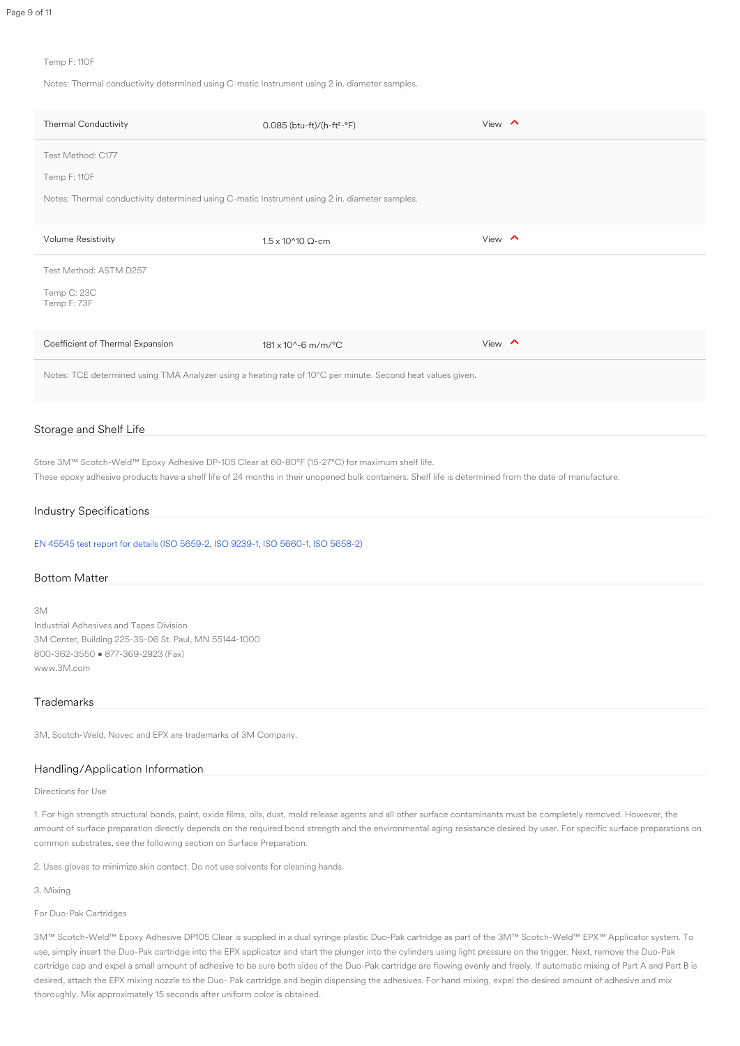Temp F: 110F

Notes: Thermal conductivity determined using C-matic Instrument using 2 in. diameter samples.

| Thermal Conductivity | 0.085 (btu-ft)/(h-ft²-°F) | View |
|---|---|---|

Test Method: C177

Temp F: 110F

Notes: Thermal conductivity determined using C-matic Instrument using 2 in. diameter samples.

| Volume Resistivity | 1.5 x 10^10 Ω-cm | View |
|---|---|---|

Test Method: ASTM D257

Temp C: 23C
Temp F: 73F

| Coefficient of Thermal Expansion | 181 x 10^-6 m/m/°C | View |
|---|---|---|

Notes: TCE determined using TMA Analyzer using a heating rate of 10°C per minute. Second heat values given.

## Storage and Shelf Life

Store 3M™ Scotch-Weld™ Epoxy Adhesive DP-105 Clear at 60-80°F (15-27°C) for maximum shelf life.
These epoxy adhesive products have a shelf life of 24 months in their unopened bulk containers. Shelf life is determined from the date of manufacture.

## Industry Specifications

EN 45545 test report for details (ISO 5659-2, ISO 9239-1, ISO 5660-1, ISO 5658-2)

## Bottom Matter

3M
Industrial Adhesives and Tapes Division
3M Center, Building 225-3S-06 St. Paul, MN 55144-1000
800-362-3550 • 877-369-2923 (Fax)
www.3M.com

## Trademarks

3M, Scotch-Weld, Novec and EPX are trademarks of 3M Company.

## Handling/Application Information

Directions for Use

1. For high strength structural bonds, paint, oxide films, oils, dust, mold release agents and all other surface contaminants must be completely removed. However, the amount of surface preparation directly depends on the required bond strength and the environmental aging resistance desired by user. For specific surface preparations on common substrates, see the following section on Surface Preparation.

2. Uses gloves to minimize skin contact. Do not use solvents for cleaning hands.

3. Mixing

For Duo-Pak Cartridges

3M™ Scotch-Weld™ Epoxy Adhesive DP105 Clear is supplied in a dual syringe plastic Duo-Pak cartridge as part of the 3M™ Scotch-Weld™ EPX™ Applicator system. To use, simply insert the Duo-Pak cartridge into the EPX applicator and start the plunger into the cylinders using light pressure on the trigger. Next, remove the Duo-Pak cartridge cap and expel a small amount of adhesive to be sure both sides of the Duo-Pak cartridge are flowing evenly and freely. If automatic mixing of Part A and Part B is desired, attach the EPX mixing nozzle to the Duo- Pak cartridge and begin dispensing the adhesives. For hand mixing, expel the desired amount of adhesive and mix thoroughly. Mix approximately 15 seconds after uniform color is obtained.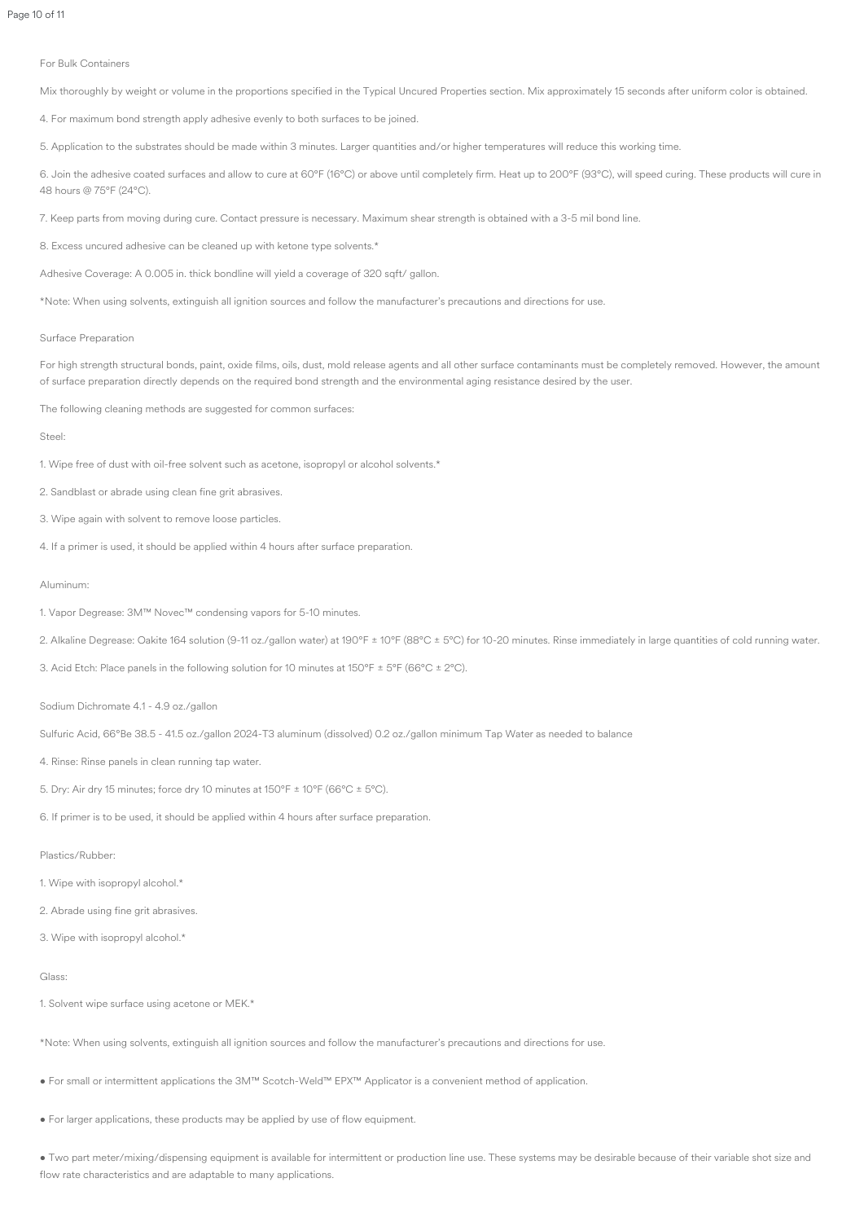For Bulk Containers

Mix thoroughly by weight or volume in the proportions specified in the Typical Uncured Properties section. Mix approximately 15 seconds after uniform color is obtained.

4. For maximum bond strength apply adhesive evenly to both surfaces to be joined.

5. Application to the substrates should be made within 3 minutes. Larger quantities and/or higher temperatures will reduce this working time.

6. Join the adhesive coated surfaces and allow to cure at 60°F (16°C) or above until completely firm. Heat up to 200°F (93°C), will speed curing. These products will cure in 48 hours @ 75°F (24°C).

7. Keep parts from moving during cure. Contact pressure is necessary. Maximum shear strength is obtained with a 3-5 mil bond line.

8. Excess uncured adhesive can be cleaned up with ketone type solvents.*

Adhesive Coverage: A 0.005 in. thick bondline will yield a coverage of 320 sqft/ gallon.

*Note: When using solvents, extinguish all ignition sources and follow the manufacturer's precautions and directions for use.

Surface Preparation

For high strength structural bonds, paint, oxide films, oils, dust, mold release agents and all other surface contaminants must be completely removed. However, the amount of surface preparation directly depends on the required bond strength and the environmental aging resistance desired by the user.

The following cleaning methods are suggested for common surfaces:

Steel:

1. Wipe free of dust with oil-free solvent such as acetone, isopropyl or alcohol solvents.*

2. Sandblast or abrade using clean fine grit abrasives.

3. Wipe again with solvent to remove loose particles.

4. If a primer is used, it should be applied within 4 hours after surface preparation.

Aluminum:

1. Vapor Degrease: 3M™ Novec™ condensing vapors for 5-10 minutes.

2. Alkaline Degrease: Oakite 164 solution (9-11 oz./gallon water) at 190°F ± 10°F (88°C ± 5°C) for 10-20 minutes. Rinse immediately in large quantities of cold running water.

3. Acid Etch: Place panels in the following solution for 10 minutes at 150°F ± 5°F (66°C ± 2°C).

Sodium Dichromate 4.1 - 4.9 oz./gallon

Sulfuric Acid, 66°Be 38.5 - 41.5 oz./gallon 2024-T3 aluminum (dissolved) 0.2 oz./gallon minimum Tap Water as needed to balance

4. Rinse: Rinse panels in clean running tap water.

5. Dry: Air dry 15 minutes; force dry 10 minutes at 150°F ± 10°F (66°C ± 5°C).

6. If primer is to be used, it should be applied within 4 hours after surface preparation.

Plastics/Rubber:

1. Wipe with isopropyl alcohol.*

2. Abrade using fine grit abrasives.

3. Wipe with isopropyl alcohol.*

Glass:

1. Solvent wipe surface using acetone or MEK.*

*Note: When using solvents, extinguish all ignition sources and follow the manufacturer's precautions and directions for use.

- For small or intermittent applications the 3M™ Scotch-Weld™ EPX™ Applicator is a convenient method of application.

- For larger applications, these products may be applied by use of flow equipment.

- Two part meter/mixing/dispensing equipment is available for intermittent or production line use. These systems may be desirable because of their variable shot size and flow rate characteristics and are adaptable to many applications.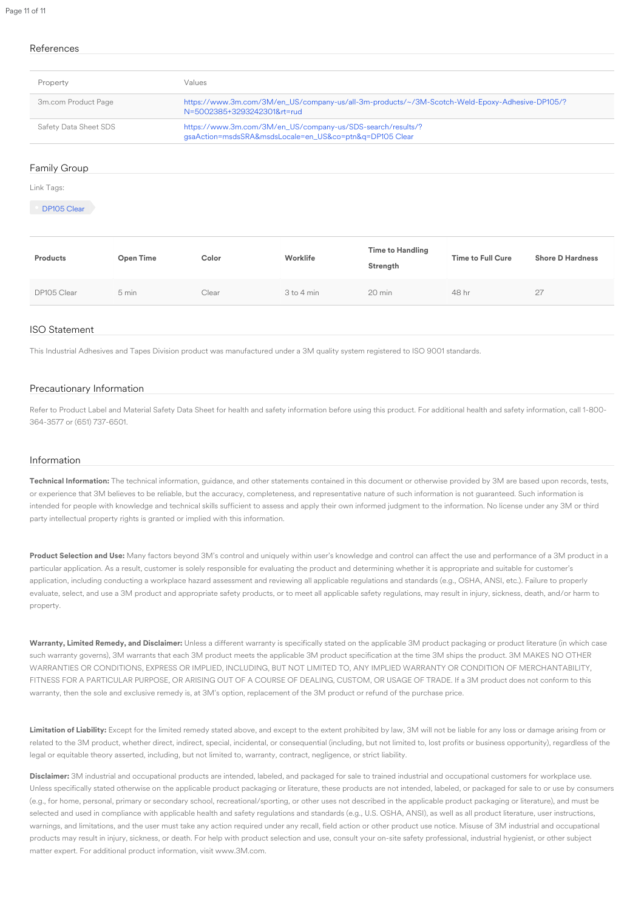## References

| Property | Values |
| --- | --- |
| 3m.com Product Page | https://www.3m.com/3M/en_US/company-us/all-3m-products/~/3M-Scotch-Weld-Epoxy-Adhesive-DP105/?N=5002385+3293242301&rt=rud |
| Safety Data Sheet SDS | https://www.3m.com/3M/en_US/company-us/SDS-search/results/?gsaAction=msdsSRA&msdsLocale=en_US&co=ptn&q=DP105 Clear |

## Family Group

Link Tags:

DP105 Clear

| Products | Open Time | Color | Worklife | Time to Handling Strength | Time to Full Cure | Shore D Hardness |
| --- | --- | --- | --- | --- | --- | --- |
| DP105 Clear | 5 min | Clear | 3 to 4 min | 20 min | 48 hr | 27 |

## ISO Statement

This Industrial Adhesives and Tapes Division product was manufactured under a 3M quality system registered to ISO 9001 standards.

## Precautionary Information

Refer to Product Label and Material Safety Data Sheet for health and safety information before using this product. For additional health and safety information, call 1-800-364-3577 or (651) 737-6501.

## Information

**Technical Information:** The technical information, guidance, and other statements contained in this document or otherwise provided by 3M are based upon records, tests, or experience that 3M believes to be reliable, but the accuracy, completeness, and representative nature of such information is not guaranteed. Such information is intended for people with knowledge and technical skills sufficient to assess and apply their own informed judgment to the information. No license under any 3M or third party intellectual property rights is granted or implied with this information.

**Product Selection and Use:** Many factors beyond 3M's control and uniquely within user's knowledge and control can affect the use and performance of a 3M product in a particular application. As a result, customer is solely responsible for evaluating the product and determining whether it is appropriate and suitable for customer's application, including conducting a workplace hazard assessment and reviewing all applicable regulations and standards (e.g., OSHA, ANSI, etc.). Failure to properly evaluate, select, and use a 3M product and appropriate safety products, or to meet all applicable safety regulations, may result in injury, sickness, death, and/or harm to property.

**Warranty, Limited Remedy, and Disclaimer:** Unless a different warranty is specifically stated on the applicable 3M product packaging or product literature (in which case such warranty governs), 3M warrants that each 3M product meets the applicable 3M product specification at the time 3M ships the product. 3M MAKES NO OTHER WARRANTIES OR CONDITIONS, EXPRESS OR IMPLIED, INCLUDING, BUT NOT LIMITED TO, ANY IMPLIED WARRANTY OR CONDITION OF MERCHANTABILITY, FITNESS FOR A PARTICULAR PURPOSE, OR ARISING OUT OF A COURSE OF DEALING, CUSTOM, OR USAGE OF TRADE. If a 3M product does not conform to this warranty, then the sole and exclusive remedy is, at 3M's option, replacement of the 3M product or refund of the purchase price.

**Limitation of Liability:** Except for the limited remedy stated above, and except to the extent prohibited by law, 3M will not be liable for any loss or damage arising from or related to the 3M product, whether direct, indirect, special, incidental, or consequential (including, but not limited to, lost profits or business opportunity), regardless of the legal or equitable theory asserted, including, but not limited to, warranty, contract, negligence, or strict liability.

**Disclaimer:** 3M industrial and occupational products are intended, labeled, and packaged for sale to trained industrial and occupational customers for workplace use. Unless specifically stated otherwise on the applicable product packaging or literature, these products are not intended, labeled, or packaged for sale to or use by consumers (e.g., for home, personal, primary or secondary school, recreational/sporting, or other uses not described in the applicable product packaging or literature), and must be selected and used in compliance with applicable health and safety regulations and standards (e.g., U.S. OSHA, ANSI), as well as all product literature, user instructions, warnings, and limitations, and the user must take any action required under any recall, field action or other product use notice. Misuse of 3M industrial and occupational products may result in injury, sickness, or death. For help with product selection and use, consult your on-site safety professional, industrial hygienist, or other subject matter expert. For additional product information, visit www.3M.com.